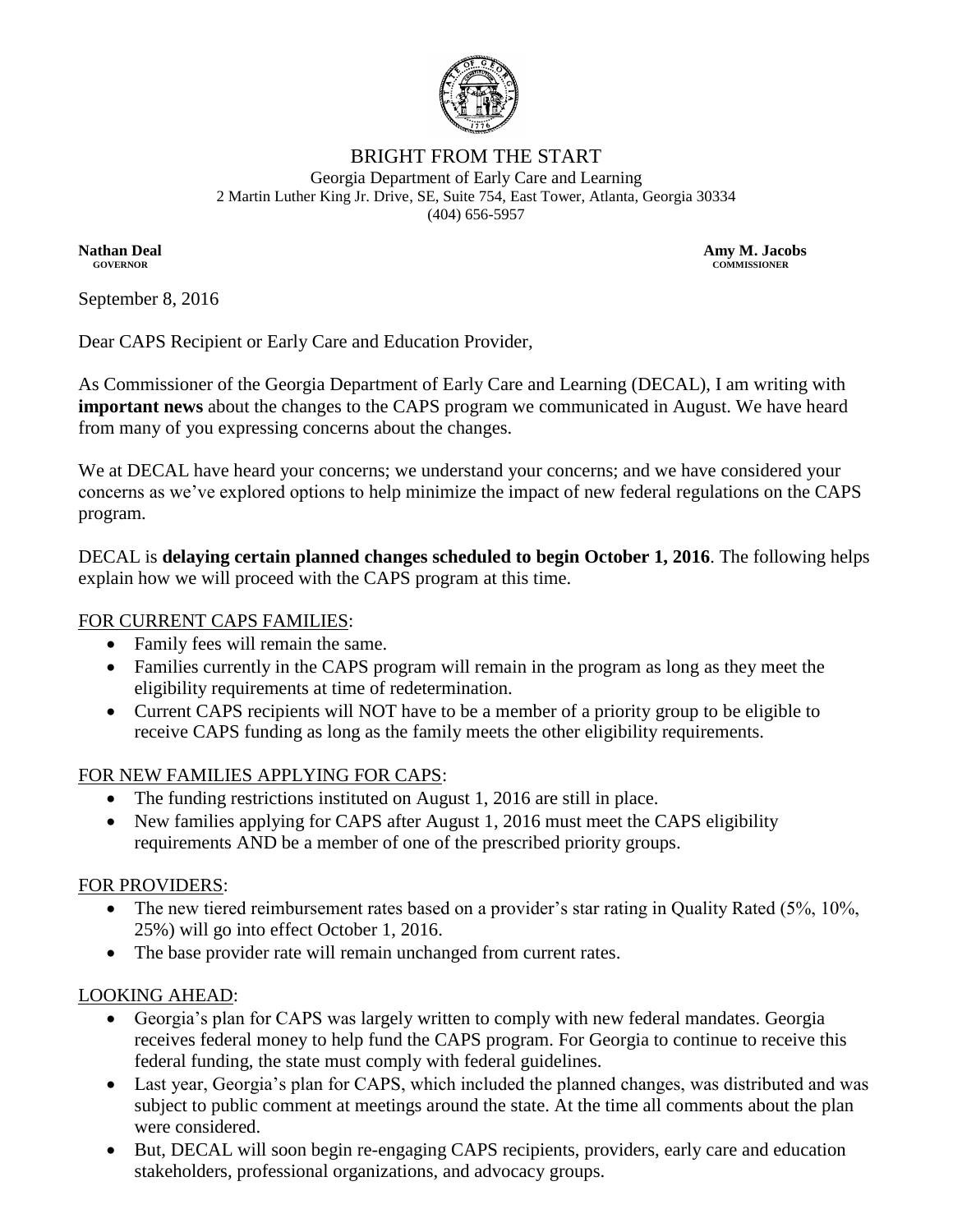# BRIGHT FROM THE START

Georgia Department of Early Care and Learning
2 Martin Luther King Jr. Drive, SE, Suite 754, East Tower, Atlanta, Georgia 30334
(404) 656-5957

**Nathan Deal**
**GOVERNOR**

**Amy M. Jacobs**
**COMMISSIONER**

September 8, 2016

Dear CAPS Recipient or Early Care and Education Provider,

As Commissioner of the Georgia Department of Early Care and Learning (DECAL), I am writing with **important news** about the changes to the CAPS program we communicated in August. We have heard from many of you expressing concerns about the changes.

We at DECAL have heard your concerns; we understand your concerns; and we have considered your concerns as we've explored options to help minimize the impact of new federal regulations on the CAPS program.

DECAL is **delaying certain planned changes scheduled to begin October 1, 2016**. The following helps explain how we will proceed with the CAPS program at this time.

<u>FOR CURRENT CAPS FAMILIES</u>:

- Family fees will remain the same.
- Families currently in the CAPS program will remain in the program as long as they meet the eligibility requirements at time of redetermination.
- Current CAPS recipients will NOT have to be a member of a priority group to be eligible to receive CAPS funding as long as the family meets the other eligibility requirements.

<u>FOR NEW FAMILIES APPLYING FOR CAPS</u>:

- The funding restrictions instituted on August 1, 2016 are still in place.
- New families applying for CAPS after August 1, 2016 must meet the CAPS eligibility requirements AND be a member of one of the prescribed priority groups.

<u>FOR PROVIDERS</u>:

- The new tiered reimbursement rates based on a provider's star rating in Quality Rated (5%, 10%, 25%) will go into effect October 1, 2016.
- The base provider rate will remain unchanged from current rates.

<u>LOOKING AHEAD</u>:

- Georgia's plan for CAPS was largely written to comply with new federal mandates. Georgia receives federal money to help fund the CAPS program. For Georgia to continue to receive this federal funding, the state must comply with federal guidelines.
- Last year, Georgia's plan for CAPS, which included the planned changes, was distributed and was subject to public comment at meetings around the state. At the time all comments about the plan were considered.
- But, DECAL will soon begin re-engaging CAPS recipients, providers, early care and education stakeholders, professional organizations, and advocacy groups.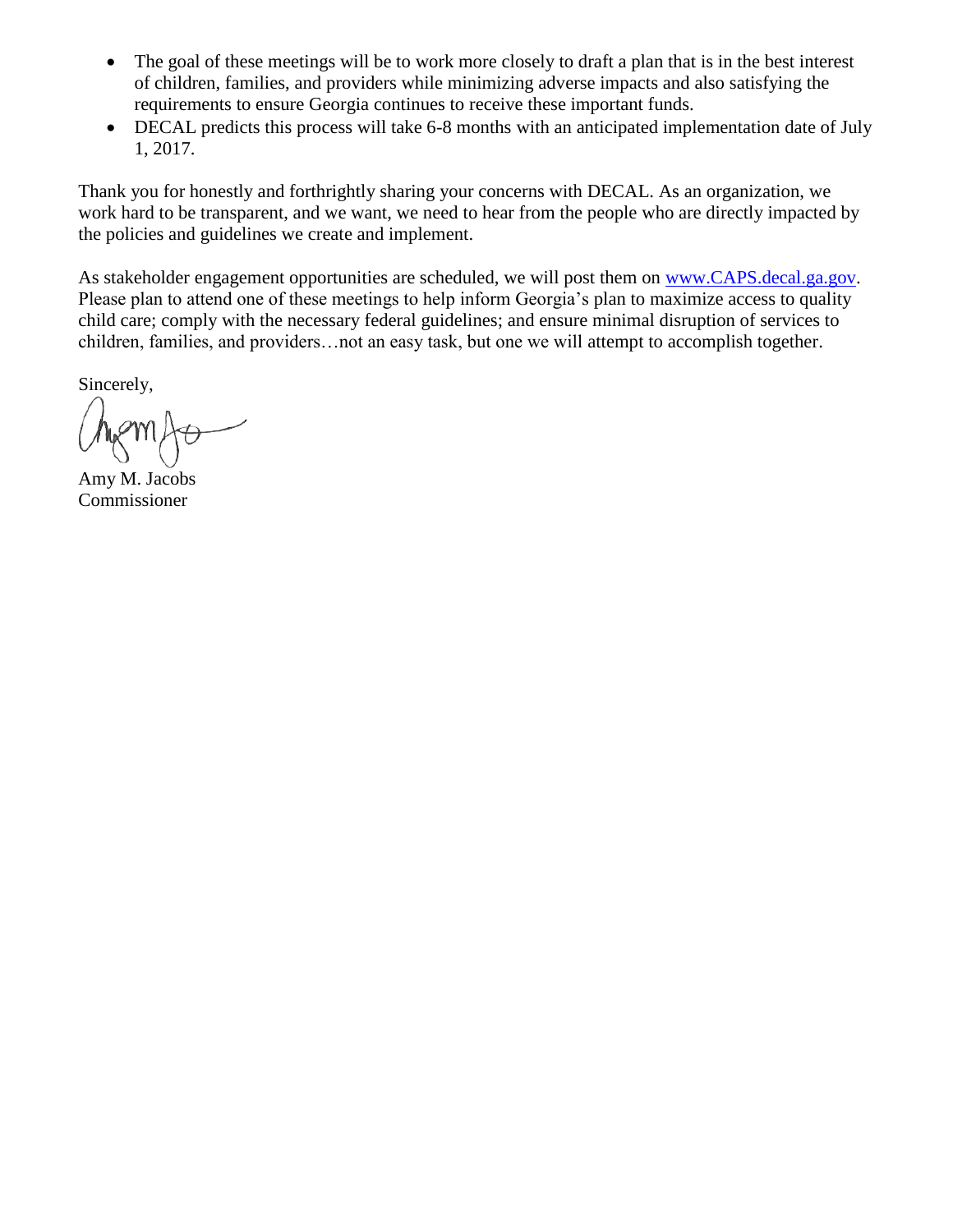- The goal of these meetings will be to work more closely to draft a plan that is in the best interest of children, families, and providers while minimizing adverse impacts and also satisfying the requirements to ensure Georgia continues to receive these important funds.
- DECAL predicts this process will take 6-8 months with an anticipated implementation date of July 1, 2017.

Thank you for honestly and forthrightly sharing your concerns with DECAL. As an organization, we work hard to be transparent, and we want, we need to hear from the people who are directly impacted by the policies and guidelines we create and implement.

As stakeholder engagement opportunities are scheduled, we will post them on [www.CAPS.decal.ga.gov](http://www.CAPS.decal.ga.gov). Please plan to attend one of these meetings to help inform Georgia's plan to maximize access to quality child care; comply with the necessary federal guidelines; and ensure minimal disruption of services to children, families, and providers…not an easy task, but one we will attempt to accomplish together.

Sincerely,

Amy M. Jacobs
Commissioner